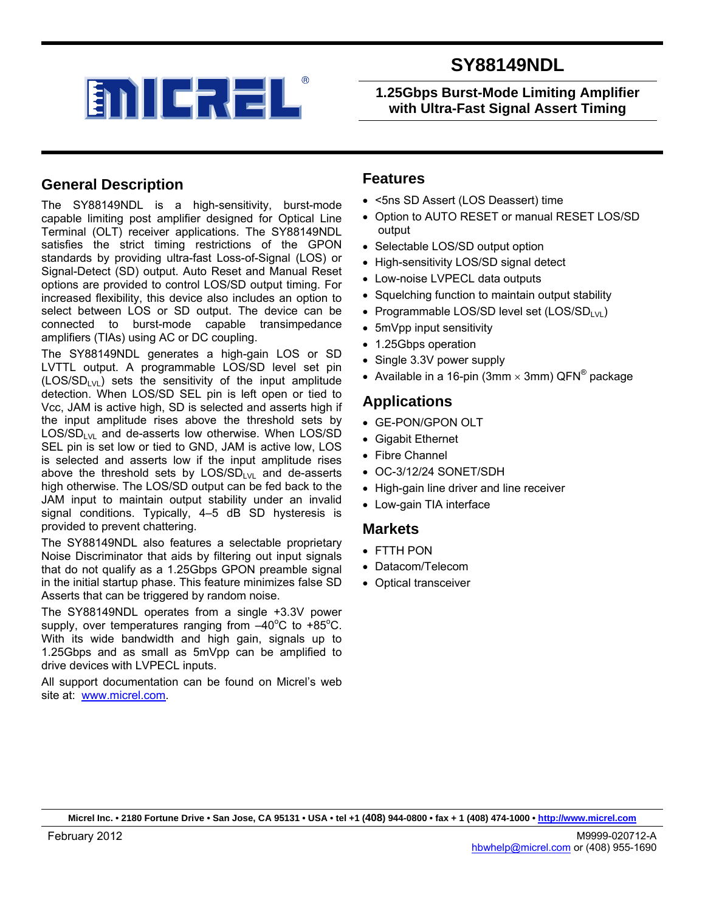# SY88149NDL

## 1.25Gbps Burst-Mode Limiting Amplifier with Ultra-Fast Signal Assert Timing

## General Description

The SY88149NDL is a high-sensitivity, burst-mode capable limiting post amplifier designed for Optical Line Terminal (OLT) receiver applications. The SY88149NDL satisfies the strict timing restrictions of the GPON standards by providing ultra-fast Loss-of-Signal (LOS) or Signal-Detect (SD) output. Auto Reset and Manual Reset options are provided to control LOS/SD output timing. For increased flexibility, this device also includes an option to select between LOS or SD output. The device can be connected to burst-mode capable transimpedance amplifiers (TIAs) using AC or DC coupling.

The SY88149NDL generates a high-gain LOS or SD LVTTL output. A programmable LOS/SD level set pin ($LOS/SD_{LVL}$) sets the sensitivity of the input amplitude detection. When LOS/SD SEL pin is left open or tied to Vcc, JAM is active high, SD is selected and asserts high if the input amplitude rises above the threshold sets by $LOS/SD_{LVL}$ and de-asserts low otherwise. When LOS/SD SEL pin is set low or tied to GND, JAM is active low, LOS is selected and asserts low if the input amplitude rises above the threshold sets by $LOS/SD_{LVL}$ and de-asserts high otherwise. The LOS/SD output can be fed back to the JAM input to maintain output stability under an invalid signal conditions. Typically, 4–5 dB SD hysteresis is provided to prevent chattering.

The SY88149NDL also features a selectable proprietary Noise Discriminator that aids by filtering out input signals that do not qualify as a 1.25Gbps GPON preamble signal in the initial startup phase. This feature minimizes false SD Asserts that can be triggered by random noise.

The SY88149NDL operates from a single +3.3V power supply, over temperatures ranging from –40°C to +85°C. With its wide bandwidth and high gain, signals up to 1.25Gbps and as small as 5mVpp can be amplified to drive devices with LVPECL inputs.

All support documentation can be found on Micrel's web site at: www.micrel.com.

## Features

- <5ns SD Assert (LOS Deassert) time
- Option to AUTO RESET or manual RESET LOS/SD output
- Selectable LOS/SD output option
- High-sensitivity LOS/SD signal detect
- Low-noise LVPECL data outputs
- Squelching function to maintain output stability
- Programmable LOS/SD level set ($LOS/SD_{LVL}$)
- 5mVpp input sensitivity
- 1.25Gbps operation
- Single 3.3V power supply
- Available in a 16-pin (3mm × 3mm) QFN® package

## Applications

- GE-PON/GPON OLT
- Gigabit Ethernet
- Fibre Channel
- OC-3/12/24 SONET/SDH
- High-gain line driver and line receiver
- Low-gain TIA interface

## Markets

- FTTH PON
- Datacom/Telecom
- Optical transceiver

Micrel Inc. • 2180 Fortune Drive • San Jose, CA 95131 • USA • tel +1 (408) 944-0800 • fax + 1 (408) 474-1000 • http://www.micrel.com

February 2012

M9999-020712-A
hbwhelp@micrel.com or (408) 955-1690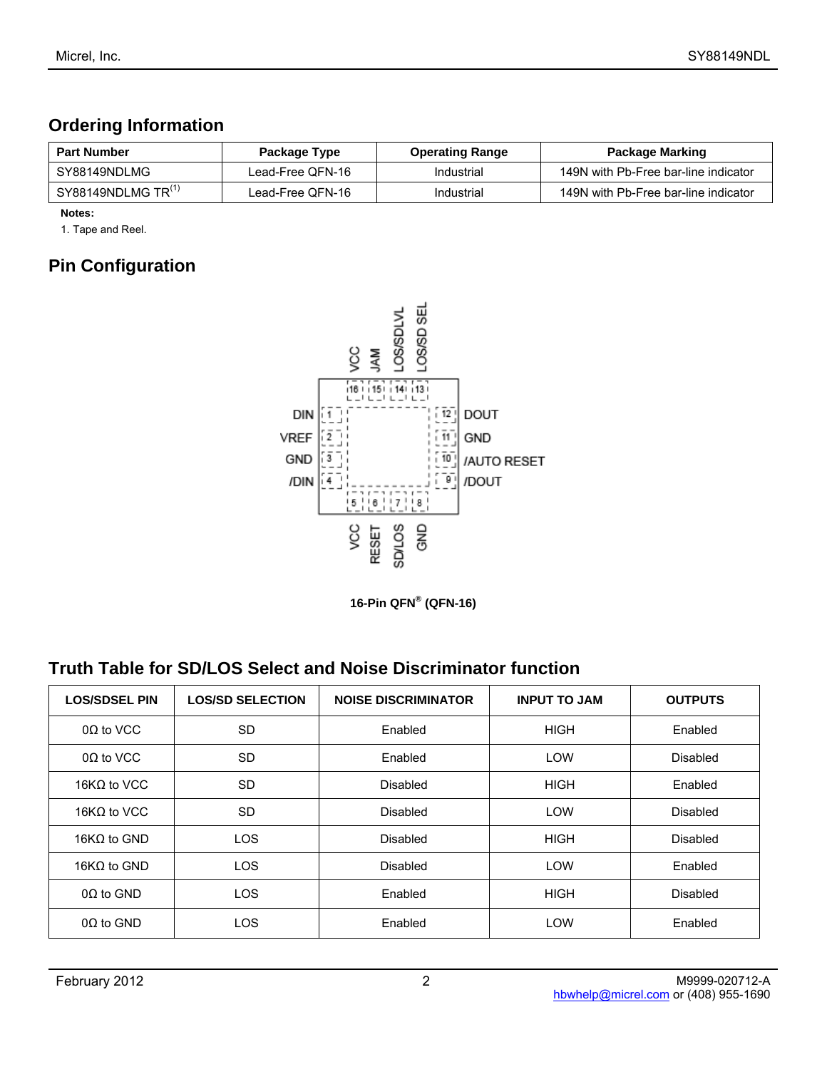## Ordering Information

| Part Number | Package Type | Operating Range | Package Marking |
|---|---|---|---|
| SY88149NDLMG | Lead-Free QFN-16 | Industrial | 149N with Pb-Free bar-line indicator |
| SY88149NDLMG TR[1] | Lead-Free QFN-16 | Industrial | 149N with Pb-Free bar-line indicator |

**Notes:**

1. Tape and Reel.

## Pin Configuration

| Pin | Name | Pin | Name |
|---|---|---|---|
| 1 | DIN | 9 | /DOUT |
| 2 | VREF | 10 | /AUTO RESET |
| 3 | GND | 11 | GND |
| 4 | /DIN | 12 | DOUT |
| 5 | VCC | 13 | LOS/SD SEL |
| 6 | RESET | 14 | LOS/SDLVL |
| 7 | SD/LOS | 15 | JAM |
| 8 | GND | 16 | VCC |

**16-Pin QFN® (QFN-16)**

## Truth Table for SD/LOS Select and Noise Discriminator function

| LOS/SDSEL PIN | LOS/SD SELECTION | NOISE DISCRIMINATOR | INPUT TO JAM | OUTPUTS |
|---|---|---|---|---|
| 0Ω to VCC | SD | Enabled | HIGH | Enabled |
| 0Ω to VCC | SD | Enabled | LOW | Disabled |
| 16KΩ to VCC | SD | Disabled | HIGH | Enabled |
| 16KΩ to VCC | SD | Disabled | LOW | Disabled |
| 16KΩ to GND | LOS | Disabled | HIGH | Disabled |
| 16KΩ to GND | LOS | Disabled | LOW | Enabled |
| 0Ω to GND | LOS | Enabled | HIGH | Disabled |
| 0Ω to GND | LOS | Enabled | LOW | Enabled |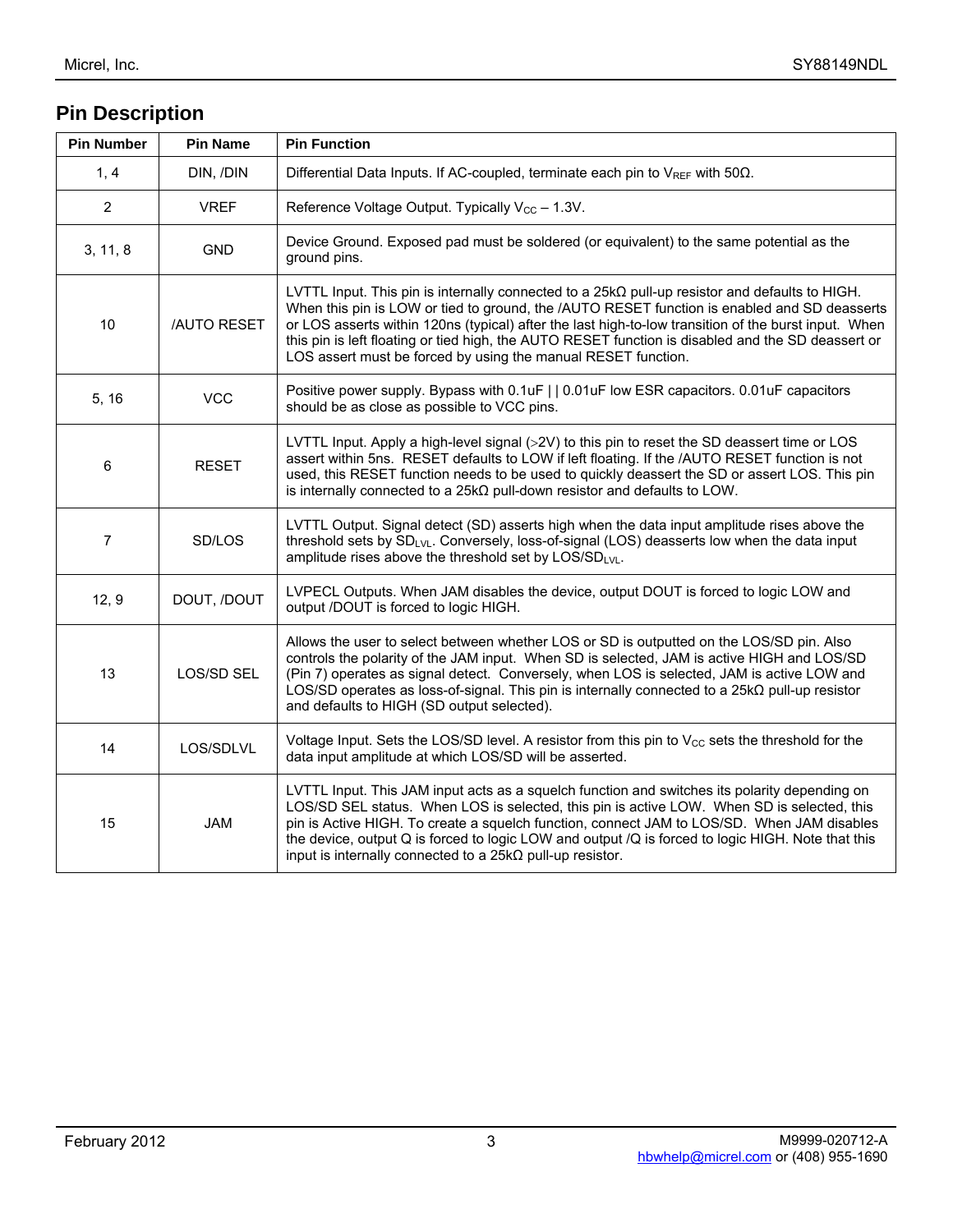## Pin Description

| Pin Number | Pin Name | Pin Function |
|---|---|---|
| 1, 4 | DIN, /DIN | Differential Data Inputs. If AC-coupled, terminate each pin to $V_{REF}$ with 50Ω. |
| 2 | VREF | Reference Voltage Output. Typically $V_{CC}$ – 1.3V. |
| 3, 11, 8 | GND | Device Ground. Exposed pad must be soldered (or equivalent) to the same potential as the ground pins. |
| 10 | /AUTO RESET | LVTTL Input. This pin is internally connected to a 25kΩ pull-up resistor and defaults to HIGH. When this pin is LOW or tied to ground, the /AUTO RESET function is enabled and SD deasserts or LOS asserts within 120ns (typical) after the last high-to-low transition of the burst input. When this pin is left floating or tied high, the AUTO RESET function is disabled and the SD deassert or LOS assert must be forced by using the manual RESET function. |
| 5, 16 | VCC | Positive power supply. Bypass with 0.1uF \| \| 0.01uF low ESR capacitors. 0.01uF capacitors should be as close as possible to VCC pins. |
| 6 | RESET | LVTTL Input. Apply a high-level signal (>2V) to this pin to reset the SD deassert time or LOS assert within 5ns. RESET defaults to LOW if left floating. If the /AUTO RESET function is not used, this RESET function needs to be used to quickly deassert the SD or assert LOS. This pin is internally connected to a 25kΩ pull-down resistor and defaults to LOW. |
| 7 | SD/LOS | LVTTL Output. Signal detect (SD) asserts high when the data input amplitude rises above the threshold sets by $SD_{LVL}$. Conversely, loss-of-signal (LOS) deasserts low when the data input amplitude rises above the threshold set by $LOS/SD_{LVL}$. |
| 12, 9 | DOUT, /DOUT | LVPECL Outputs. When JAM disables the device, output DOUT is forced to logic LOW and output /DOUT is forced to logic HIGH. |
| 13 | LOS/SD SEL | Allows the user to select between whether LOS or SD is outputted on the LOS/SD pin. Also controls the polarity of the JAM input. When SD is selected, JAM is active HIGH and LOS/SD (Pin 7) operates as signal detect. Conversely, when LOS is selected, JAM is active LOW and LOS/SD operates as loss-of-signal. This pin is internally connected to a 25kΩ pull-up resistor and defaults to HIGH (SD output selected). |
| 14 | LOS/SDLVL | Voltage Input. Sets the LOS/SD level. A resistor from this pin to $V_{CC}$ sets the threshold for the data input amplitude at which LOS/SD will be asserted. |
| 15 | JAM | LVTTL Input. This JAM input acts as a squelch function and switches its polarity depending on LOS/SD SEL status. When LOS is selected, this pin is active LOW. When SD is selected, this pin is Active HIGH. To create a squelch function, connect JAM to LOS/SD. When JAM disables the device, output Q is forced to logic LOW and output /Q is forced to logic HIGH. Note that this input is internally connected to a 25kΩ pull-up resistor. |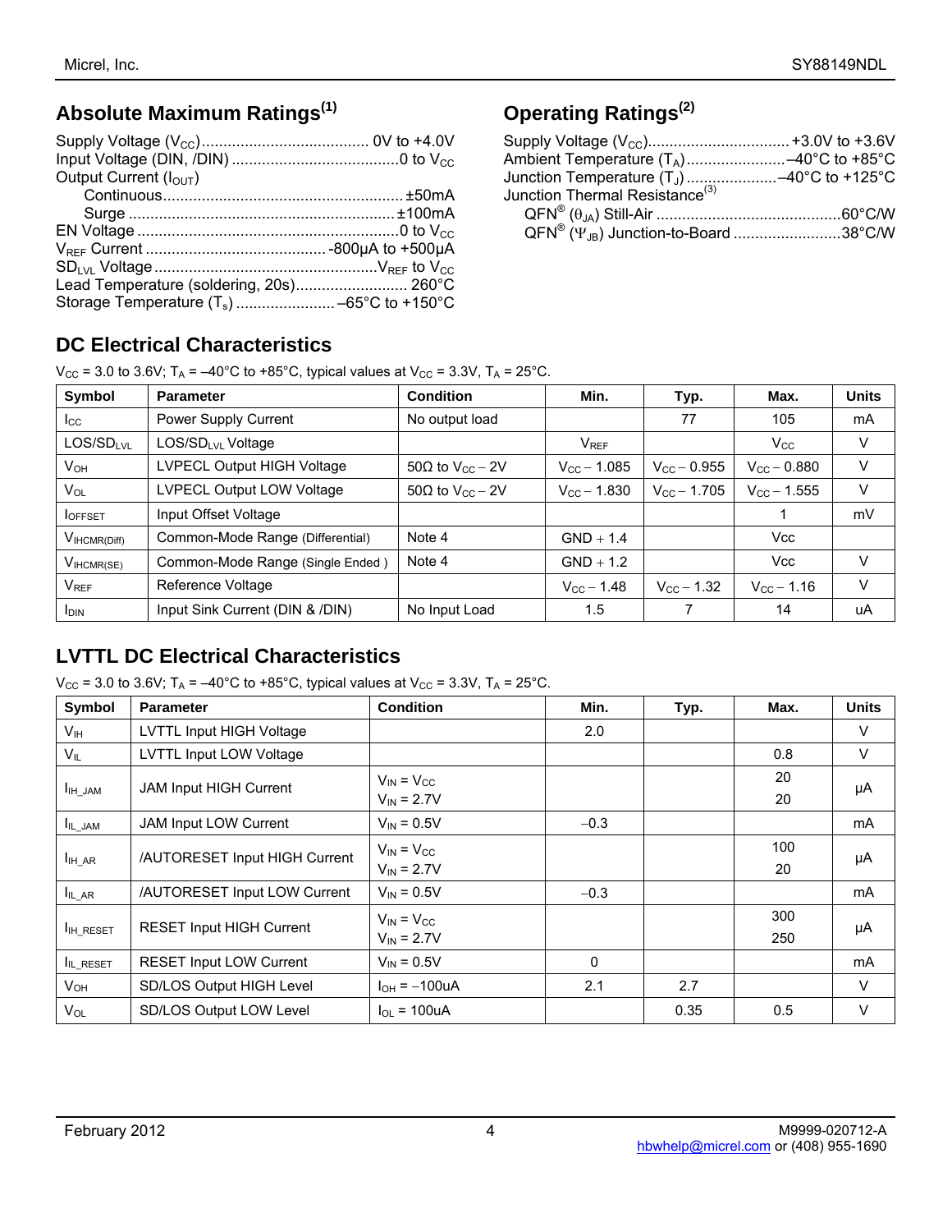## Absolute Maximum Ratings[1]

Supply Voltage ($V_{CC}$) .................................... 0V to +4.0V
Input Voltage (DIN, /DIN) .................................... 0 to $V_{CC}$
Output Current ($I_{OUT}$)
 Continuous .................................................... ±50mA
 Surge .......................................................... ±100mA
EN Voltage ....................................................... 0 to $V_{CC}$
$V_{REF}$ Current ...................................... -800µA to +500µA
$SD_{LVL}$ Voltage ............................................ $V_{REF}$ to $V_{CC}$
Lead Temperature (soldering, 20s) ......................... 260°C
Storage Temperature ($T_s$) ...................... –65°C to +150°C

## Operating Ratings[2]

Supply Voltage ($V_{CC}$) ................................ +3.0V to +3.6V
Ambient Temperature ($T_A$) ..................... –40°C to +85°C
Junction Temperature ($T_J$) ..................... –40°C to +125°C
Junction Thermal Resistance[3]
 QFN® ($\theta_{JA}$) Still-Air ........................................... 60°C/W
 QFN® ($\Psi_{JB}$) Junction-to-Board ......................... 38°C/W

## DC Electrical Characteristics

$V_{CC}$ = 3.0 to 3.6V; $T_A$ = –40°C to +85°C, typical values at $V_{CC}$ = 3.3V, $T_A$ = 25°C.

| Symbol | Parameter | Condition | Min. | Typ. | Max. | Units |
|---|---|---|---|---|---|---|
| $I_{CC}$ | Power Supply Current | No output load | | 77 | 105 | mA |
| LOS/$SD_{LVL}$ | LOS/$SD_{LVL}$ Voltage | | $V_{REF}$ | | $V_{CC}$ | V |
| $V_{OH}$ | LVPECL Output HIGH Voltage | 50Ω to $V_{CC}$ – 2V | $V_{CC}$ – 1.085 | $V_{CC}$ – 0.955 | $V_{CC}$ – 0.880 | V |
| $V_{OL}$ | LVPECL Output LOW Voltage | 50Ω to $V_{CC}$ – 2V | $V_{CC}$ – 1.830 | $V_{CC}$ – 1.705 | $V_{CC}$ – 1.555 | V |
| $I_{OFFSET}$ | Input Offset Voltage | | | | 1 | mV |
| $V_{IHCMR(Diff)}$ | Common-Mode Range (Differential) | Note 4 | GND + 1.4 | | Vcc | |
| $V_{IHCMR(SE)}$ | Common-Mode Range (Single Ended ) | Note 4 | GND + 1.2 | | Vcc | V |
| $V_{REF}$ | Reference Voltage | | $V_{CC}$ – 1.48 | $V_{CC}$ – 1.32 | $V_{CC}$ – 1.16 | V |
| $I_{DIN}$ | Input Sink Current (DIN & /DIN) | No Input Load | 1.5 | 7 | 14 | uA |

## LVTTL DC Electrical Characteristics

$V_{CC}$ = 3.0 to 3.6V; $T_A$ = –40°C to +85°C, typical values at $V_{CC}$ = 3.3V, $T_A$ = 25°C.

| Symbol | Parameter | Condition | Min. | Typ. | Max. | Units |
|---|---|---|---|---|---|---|
| $V_{IH}$ | LVTTL Input HIGH Voltage | | 2.0 | | | V |
| $V_{IL}$ | LVTTL Input LOW Voltage | | | | 0.8 | V |
| $I_{IH\_JAM}$ | JAM Input HIGH Current | $V_{IN}$ = $V_{CC}$<br>$V_{IN}$ = 2.7V | | | 20<br>20 | µA |
| $I_{IL\_JAM}$ | JAM Input LOW Current | $V_{IN}$ = 0.5V | –0.3 | | | mA |
| $I_{IH\_AR}$ | /AUTORESET Input HIGH Current | $V_{IN}$ = $V_{CC}$<br>$V_{IN}$ = 2.7V | | | 100<br>20 | µA |
| $I_{IL\_AR}$ | /AUTORESET Input LOW Current | $V_{IN}$ = 0.5V | –0.3 | | | mA |
| $I_{IH\_RESET}$ | RESET Input HIGH Current | $V_{IN}$ = $V_{CC}$<br>$V_{IN}$ = 2.7V | | | 300<br>250 | µA |
| $I_{IL\_RESET}$ | RESET Input LOW Current | $V_{IN}$ = 0.5V | 0 | | | mA |
| $V_{OH}$ | SD/LOS Output HIGH Level | $I_{OH}$ = –100uA | 2.1 | 2.7 | | V |
| $V_{OL}$ | SD/LOS Output LOW Level | $I_{OL}$ = 100uA | | 0.35 | 0.5 | V |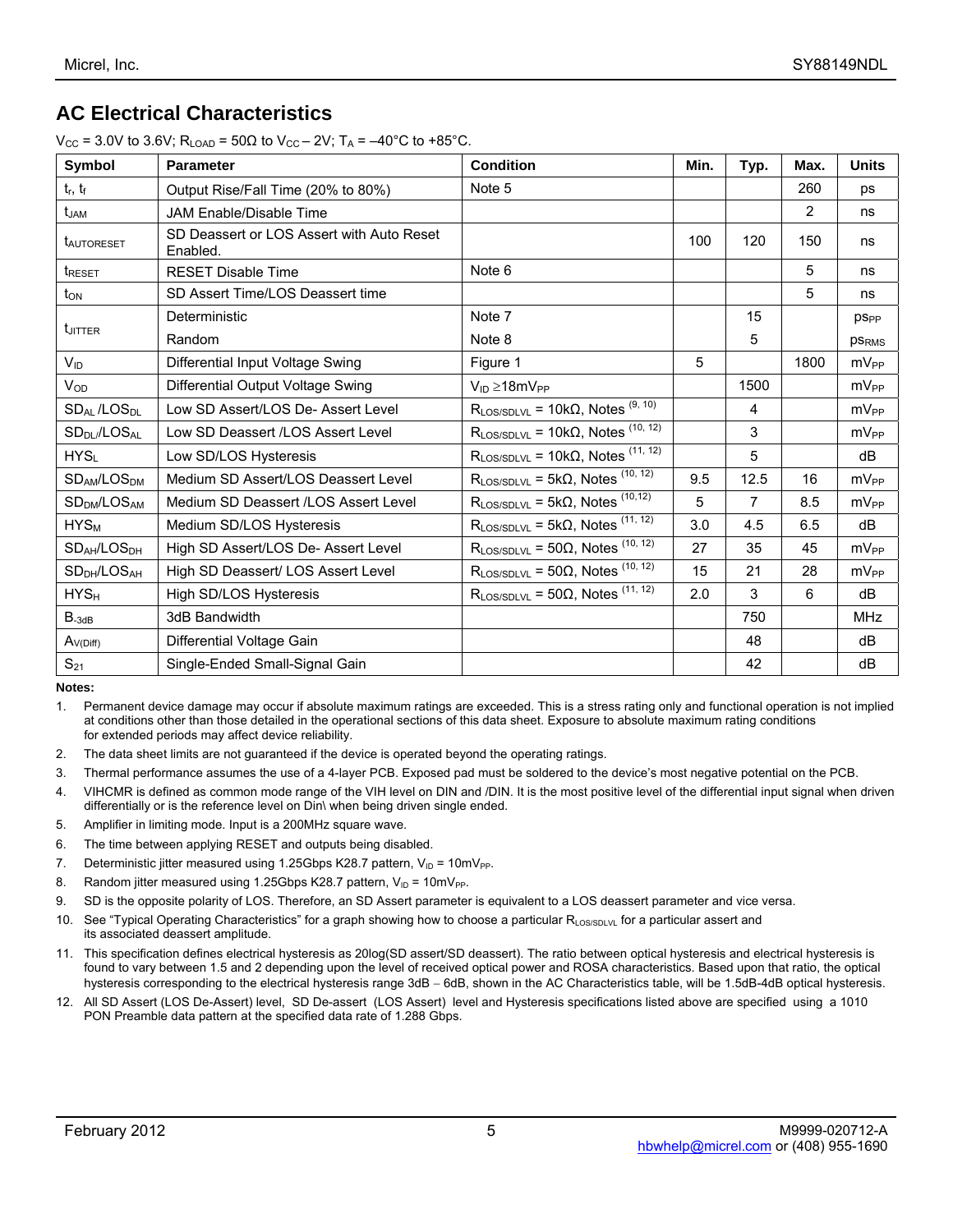## AC Electrical Characteristics

$V_{CC}$ = 3.0V to 3.6V; $R_{LOAD}$ = 50Ω to $V_{CC}$ – 2V; $T_A$ = –40°C to +85°C.

| Symbol | Parameter | Condition | Min. | Typ. | Max. | Units |
|---|---|---|---|---|---|---|
| $t_r$, $t_f$ | Output Rise/Fall Time (20% to 80%) | Note 5 | | | 260 | ps |
| $t_{JAM}$ | JAM Enable/Disable Time | | | | 2 | ns |
| $t_{AUTORESET}$ | SD Deassert or LOS Assert with Auto Reset Enabled. | | 100 | 120 | 150 | ns |
| $t_{RESET}$ | RESET Disable Time | Note 6 | | | 5 | ns |
| $t_{ON}$ | SD Assert Time/LOS Deassert time | | | | 5 | ns |
| $t_{JITTER}$ | Deterministic | Note 7 | | 15 | | $ps_{PP}$ |
| | Random | Note 8 | | 5 | | $ps_{RMS}$ |
| $V_{ID}$ | Differential Input Voltage Swing | Figure 1 | 5 | | 1800 | $mV_{PP}$ |
| $V_{OD}$ | Differential Output Voltage Swing | $V_{ID} \geq 18mV_{PP}$ | | 1500 | | $mV_{PP}$ |
| $SD_{AL}$ /$LOS_{DL}$ | Low SD Assert/LOS De- Assert Level | $R_{LOS/SDLVL}$ = 10kΩ, Notes (9, 10) | | 4 | | $mV_{PP}$ |
| $SD_{DL}$/$LOS_{AL}$ | Low SD Deassert /LOS Assert Level | $R_{LOS/SDLVL}$ = 10kΩ, Notes (10, 12) | | 3 | | $mV_{PP}$ |
| $HYS_L$ | Low SD/LOS Hysteresis | $R_{LOS/SDLVL}$ = 10kΩ, Notes (11, 12) | | 5 | | dB |
| $SD_{AM}$/$LOS_{DM}$ | Medium SD Assert/LOS Deassert Level | $R_{LOS/SDLVL}$ = 5kΩ, Notes (10, 12) | 9.5 | 12.5 | 16 | $mV_{PP}$ |
| $SD_{DM}$/$LOS_{AM}$ | Medium SD Deassert /LOS Assert Level | $R_{LOS/SDLVL}$ = 5kΩ, Notes (10,12) | 5 | 7 | 8.5 | $mV_{PP}$ |
| $HYS_M$ | Medium SD/LOS Hysteresis | $R_{LOS/SDLVL}$ = 5kΩ, Notes (11, 12) | 3.0 | 4.5 | 6.5 | dB |
| $SD_{AH}$/$LOS_{DH}$ | High SD Assert/LOS De- Assert Level | $R_{LOS/SDLVL}$ = 50Ω, Notes (10, 12) | 27 | 35 | 45 | $mV_{PP}$ |
| $SD_{DH}$/$LOS_{AH}$ | High SD Deassert/ LOS Assert Level | $R_{LOS/SDLVL}$ = 50Ω, Notes (10, 12) | 15 | 21 | 28 | $mV_{PP}$ |
| $HYS_H$ | High SD/LOS Hysteresis | $R_{LOS/SDLVL}$ = 50Ω, Notes (11, 12) | 2.0 | 3 | 6 | dB |
| $B_{-3dB}$ | 3dB Bandwidth | | | 750 | | MHz |
| $A_{V(Diff)}$ | Differential Voltage Gain | | | 48 | | dB |
| $S_{21}$ | Single-Ended Small-Signal Gain | | | 42 | | dB |

**Notes:**

1. Permanent device damage may occur if absolute maximum ratings are exceeded. This is a stress rating only and functional operation is not implied at conditions other than those detailed in the operational sections of this data sheet. Exposure to absolute maximum rating conditions for extended periods may affect device reliability.
2. The data sheet limits are not guaranteed if the device is operated beyond the operating ratings.
3. Thermal performance assumes the use of a 4-layer PCB. Exposed pad must be soldered to the device's most negative potential on the PCB.
4. VIHCMR is defined as common mode range of the VIH level on DIN and /DIN. It is the most positive level of the differential input signal when driven differentially or is the reference level on Din\ when being driven single ended.
5. Amplifier in limiting mode. Input is a 200MHz square wave.
6. The time between applying RESET and outputs being disabled.
7. Deterministic jitter measured using 1.25Gbps K28.7 pattern, $V_{ID}$ = $10mV_{PP}$.
8. Random jitter measured using 1.25Gbps K28.7 pattern, $V_{ID}$ = $10mV_{PP}$.
9. SD is the opposite polarity of LOS. Therefore, an SD Assert parameter is equivalent to a LOS deassert parameter and vice versa.
10. See "Typical Operating Characteristics" for a graph showing how to choose a particular $R_{LOS/SDLVL}$ for a particular assert and its associated deassert amplitude.
11. This specification defines electrical hysteresis as 20log(SD assert/SD deassert). The ratio between optical hysteresis and electrical hysteresis is found to vary between 1.5 and 2 depending upon the level of received optical power and ROSA characteristics. Based upon that ratio, the optical hysteresis corresponding to the electrical hysteresis range 3dB – 6dB, shown in the AC Characteristics table, will be 1.5dB-4dB optical hysteresis.
12. All SD Assert (LOS De-Assert) level, SD De-assert (LOS Assert) level and Hysteresis specifications listed above are specified using a 1010 PON Preamble data pattern at the specified data rate of 1.288 Gbps.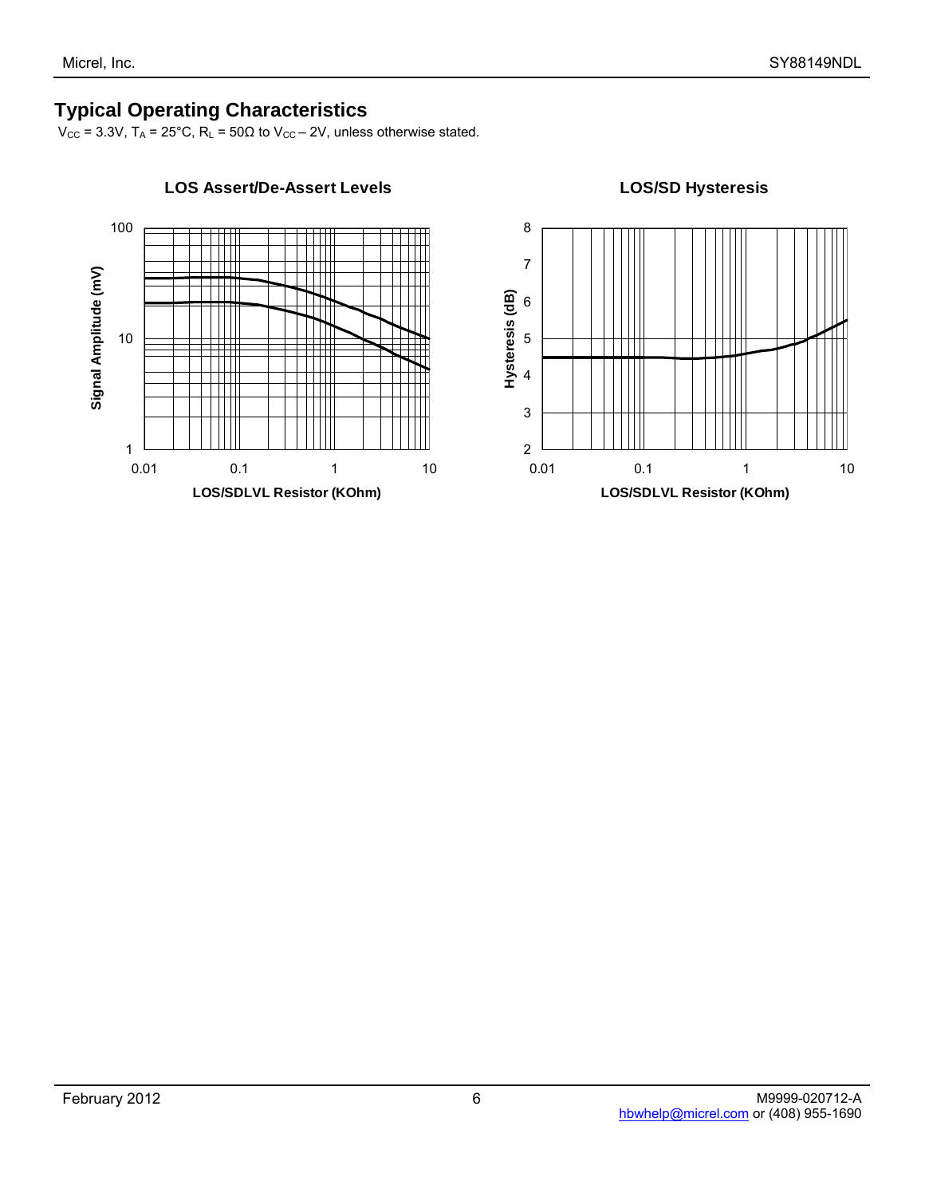## Typical Operating Characteristics

$V_{CC}$ = 3.3V, $T_A$ = 25°C, $R_L$ = 50Ω to $V_{CC}$ – 2V, unless otherwise stated.

**LOS Assert/De-Assert Levels**

**LOS/SD Hysteresis**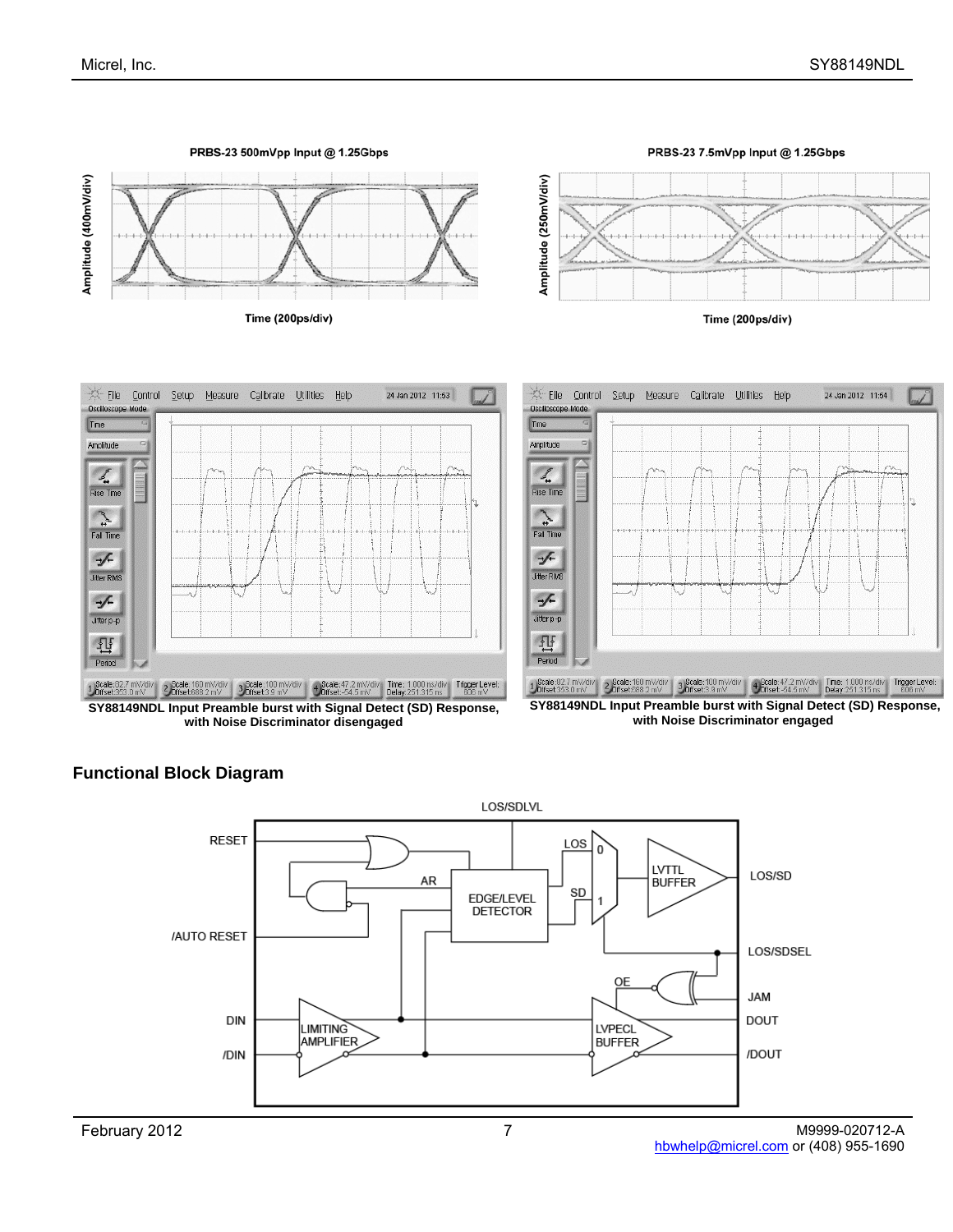PRBS-23 500mVpp Input @ 1.25Gbps

Amplitude (400mV/div)

Time (200ps/div)

PRBS-23 7.5mVpp Input @ 1.25Gbps

Amplitude (250mV/div)

Time (200ps/div)

SY88149NDL Input Preamble burst with Signal Detect (SD) Response, with Noise Discriminator disengaged

SY88149NDL Input Preamble burst with Signal Detect (SD) Response, with Noise Discriminator engaged

## Functional Block Diagram

LOS/SDLVL

RESET

/AUTO RESET

DIN

/DIN

AR

EDGE/LEVEL DETECTOR

LOS

SD

0

1

LVTTL BUFFER

LOS/SD

LOS/SDSEL

OE

JAM

LIMITING AMPLIFIER

LVPECL BUFFER

DOUT

/DOUT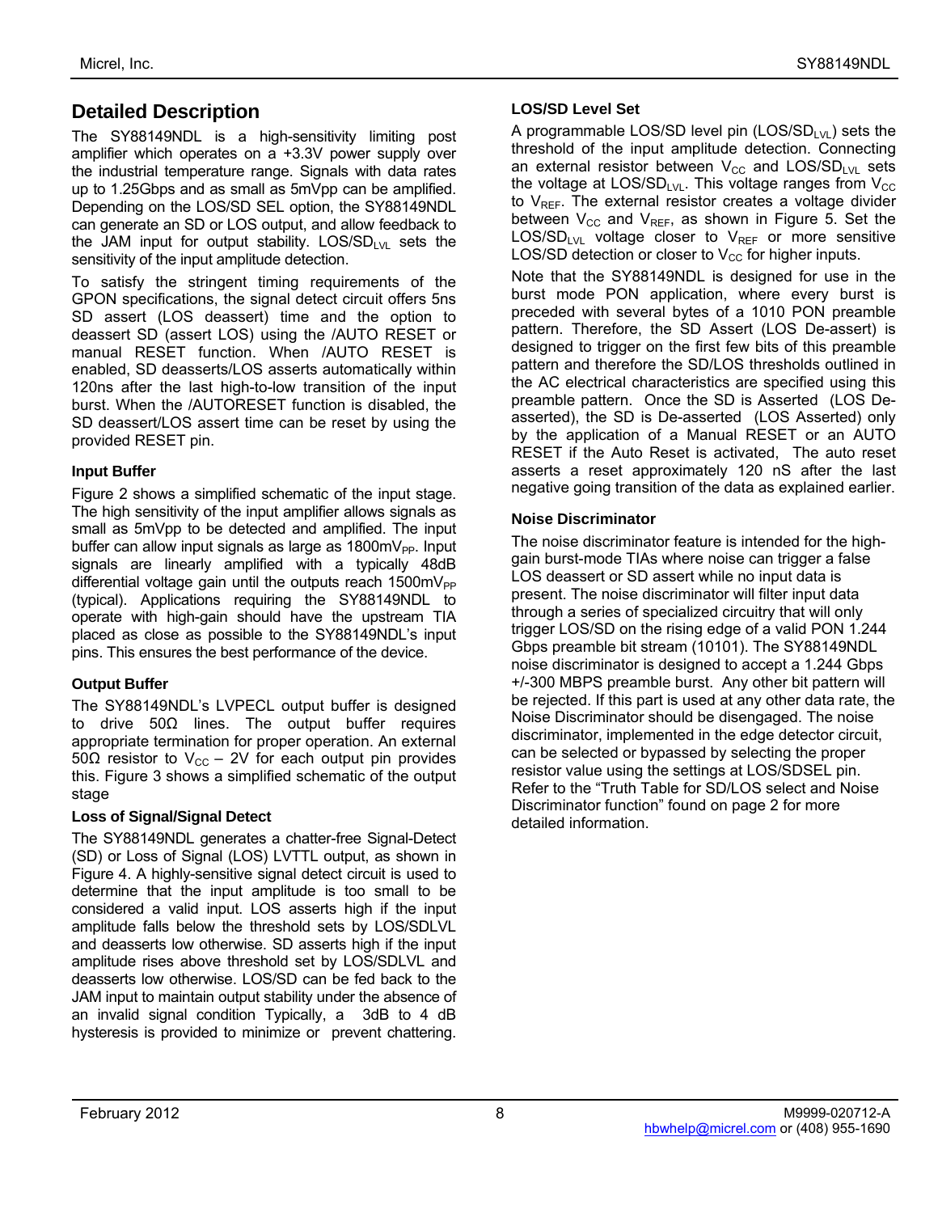## Detailed Description

The SY88149NDL is a high-sensitivity limiting post amplifier which operates on a +3.3V power supply over the industrial temperature range. Signals with data rates up to 1.25Gbps and as small as 5mVpp can be amplified. Depending on the LOS/SD SEL option, the SY88149NDL can generate an SD or LOS output, and allow feedback to the JAM input for output stability. $LOS/SD_{LVL}$ sets the sensitivity of the input amplitude detection.

To satisfy the stringent timing requirements of the GPON specifications, the signal detect circuit offers 5ns SD assert (LOS deassert) time and the option to deassert SD (assert LOS) using the /AUTO RESET or manual RESET function. When /AUTO RESET is enabled, SD deasserts/LOS asserts automatically within 120ns after the last high-to-low transition of the input burst. When the /AUTORESET function is disabled, the SD deassert/LOS assert time can be reset by using the provided RESET pin.

### Input Buffer

Figure 2 shows a simplified schematic of the input stage. The high sensitivity of the input amplifier allows signals as small as 5mVpp to be detected and amplified. The input buffer can allow input signals as large as $1800mV_{PP}$. Input signals are linearly amplified with a typically 48dB differential voltage gain until the outputs reach $1500mV_{PP}$ (typical). Applications requiring the SY88149NDL to operate with high-gain should have the upstream TIA placed as close as possible to the SY88149NDL's input pins. This ensures the best performance of the device.

### Output Buffer

The SY88149NDL's LVPECL output buffer is designed to drive 50Ω lines. The output buffer requires appropriate termination for proper operation. An external 50Ω resistor to $V_{CC}$ – 2V for each output pin provides this. Figure 3 shows a simplified schematic of the output stage

### Loss of Signal/Signal Detect

The SY88149NDL generates a chatter-free Signal-Detect (SD) or Loss of Signal (LOS) LVTTL output, as shown in Figure 4. A highly-sensitive signal detect circuit is used to determine that the input amplitude is too small to be considered a valid input. LOS asserts high if the input amplitude falls below the threshold sets by LOS/SDLVL and deasserts low otherwise. SD asserts high if the input amplitude rises above threshold set by LOS/SDLVL and deasserts low otherwise. LOS/SD can be fed back to the JAM input to maintain output stability under the absence of an invalid signal condition Typically, a 3dB to 4 dB hysteresis is provided to minimize or prevent chattering.

### LOS/SD Level Set

A programmable LOS/SD level pin ($LOS/SD_{LVL}$) sets the threshold of the input amplitude detection. Connecting an external resistor between $V_{CC}$ and $LOS/SD_{LVL}$ sets the voltage at $LOS/SD_{LVL}$. This voltage ranges from $V_{CC}$ to $V_{REF}$. The external resistor creates a voltage divider between $V_{CC}$ and $V_{REF}$, as shown in Figure 5. Set the $LOS/SD_{LVL}$ voltage closer to $V_{REF}$ or more sensitive LOS/SD detection or closer to $V_{CC}$ for higher inputs.

Note that the SY88149NDL is designed for use in the burst mode PON application, where every burst is preceded with several bytes of a 1010 PON preamble pattern. Therefore, the SD Assert (LOS De-assert) is designed to trigger on the first few bits of this preamble pattern and therefore the SD/LOS thresholds outlined in the AC electrical characteristics are specified using this preamble pattern. Once the SD is Asserted (LOS De-asserted), the SD is De-asserted (LOS Asserted) only by the application of a Manual RESET or an AUTO RESET if the Auto Reset is activated, The auto reset asserts a reset approximately 120 nS after the last negative going transition of the data as explained earlier.

### Noise Discriminator

The noise discriminator feature is intended for the high-gain burst-mode TIAs where noise can trigger a false LOS deassert or SD assert while no input data is present. The noise discriminator will filter input data through a series of specialized circuitry that will only trigger LOS/SD on the rising edge of a valid PON 1.244 Gbps preamble bit stream (10101). The SY88149NDL noise discriminator is designed to accept a 1.244 Gbps +/-300 MBPS preamble burst. Any other bit pattern will be rejected. If this part is used at any other data rate, the Noise Discriminator should be disengaged. The noise discriminator, implemented in the edge detector circuit, can be selected or bypassed by selecting the proper resistor value using the settings at LOS/SDSEL pin. Refer to the "Truth Table for SD/LOS select and Noise Discriminator function" found on page 2 for more detailed information.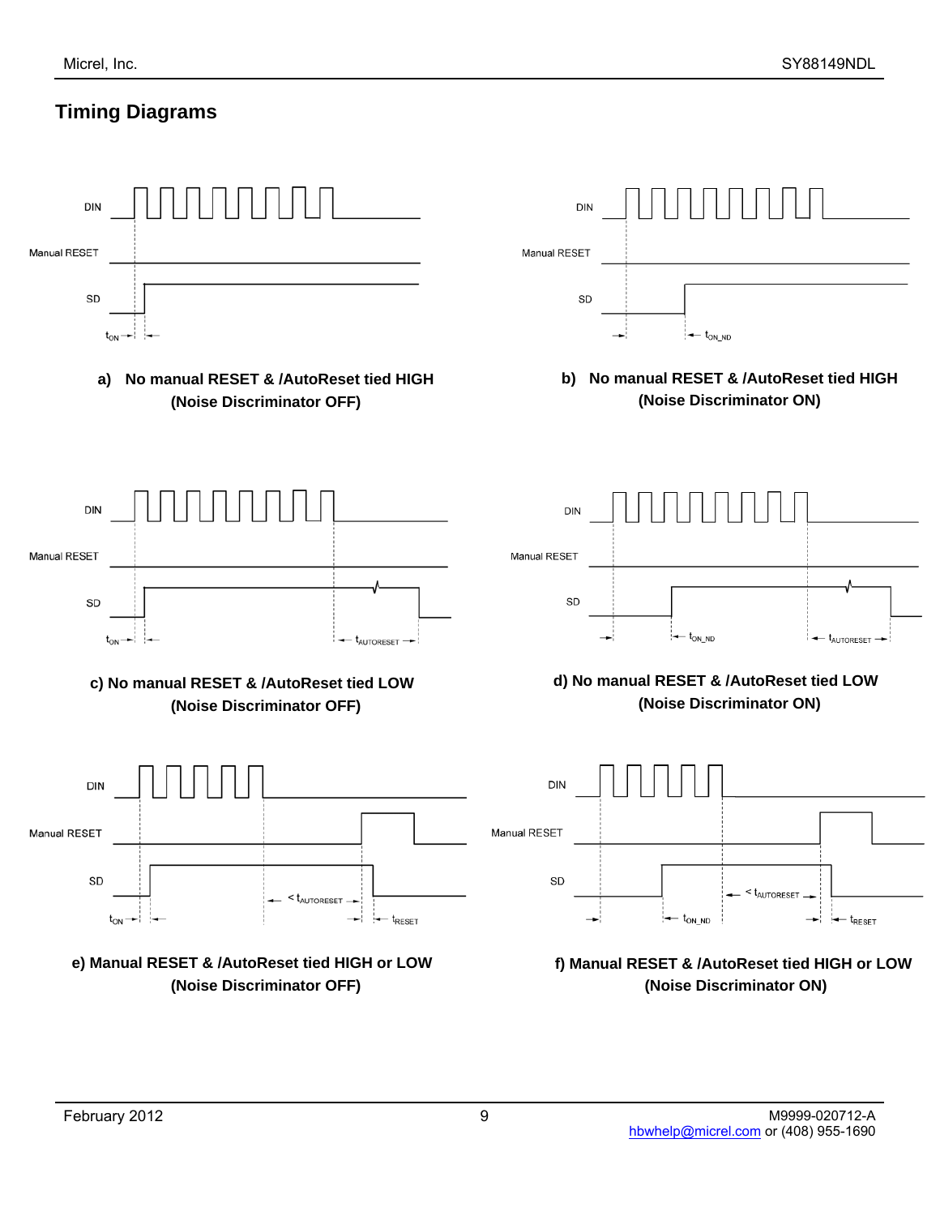## Timing Diagrams

DIN

Manual RESET

SD

$t_{ON}$

**a) No manual RESET & /AutoReset tied HIGH (Noise Discriminator OFF)**

DIN

Manual RESET

SD

$t_{ON\_ND}$

**b) No manual RESET & /AutoReset tied HIGH (Noise Discriminator ON)**

DIN

Manual RESET

SD

$t_{ON}$ $t_{AUTORESET}$

**c) No manual RESET & /AutoReset tied LOW (Noise Discriminator OFF)**

DIN

Manual RESET

SD

$t_{ON\_ND}$ $t_{AUTORESET}$

**d) No manual RESET & /AutoReset tied LOW (Noise Discriminator ON)**

DIN

Manual RESET

SD

$t_{ON}$ $< t_{AUTORESET}$ $t_{RESET}$

**e) Manual RESET & /AutoReset tied HIGH or LOW (Noise Discriminator OFF)**

DIN

Manual RESET

SD

$t_{ON\_ND}$ $< t_{AUTORESET}$ $t_{RESET}$

**f) Manual RESET & /AutoReset tied HIGH or LOW (Noise Discriminator ON)**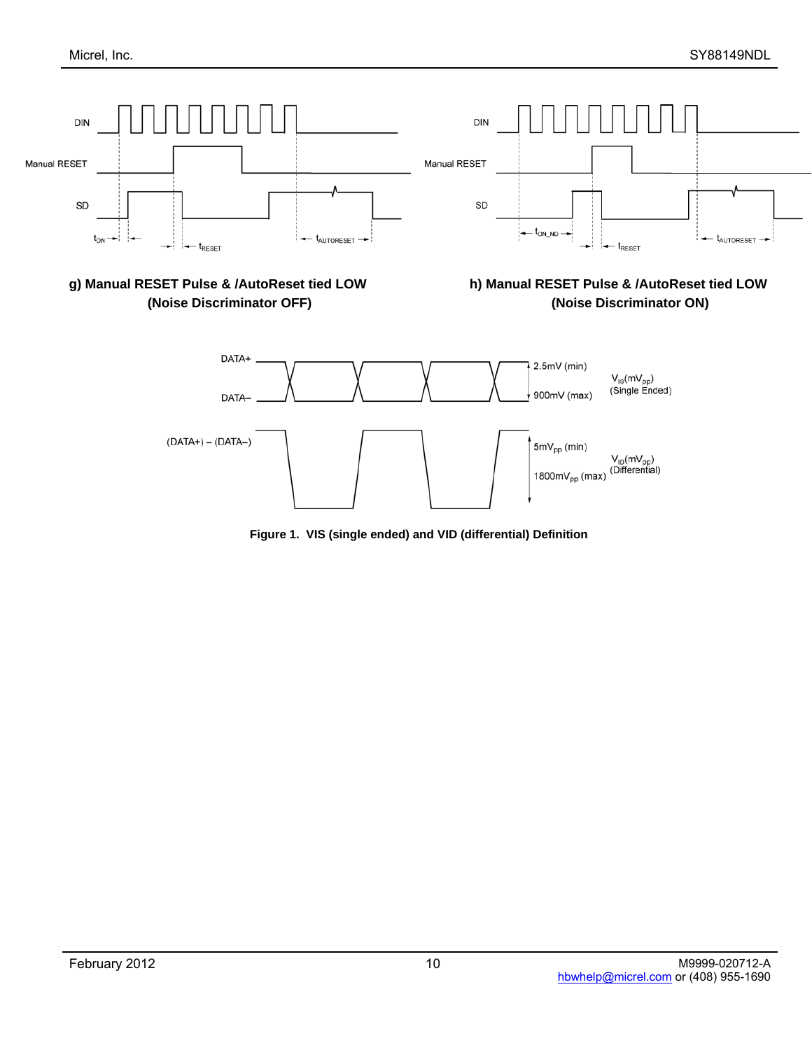**g) Manual RESET Pulse & /AutoReset tied LOW (Noise Discriminator OFF)**

**h) Manual RESET Pulse & /AutoReset tied LOW (Noise Discriminator ON)**

**Figure 1. VIS (single ended) and VID (differential) Definition**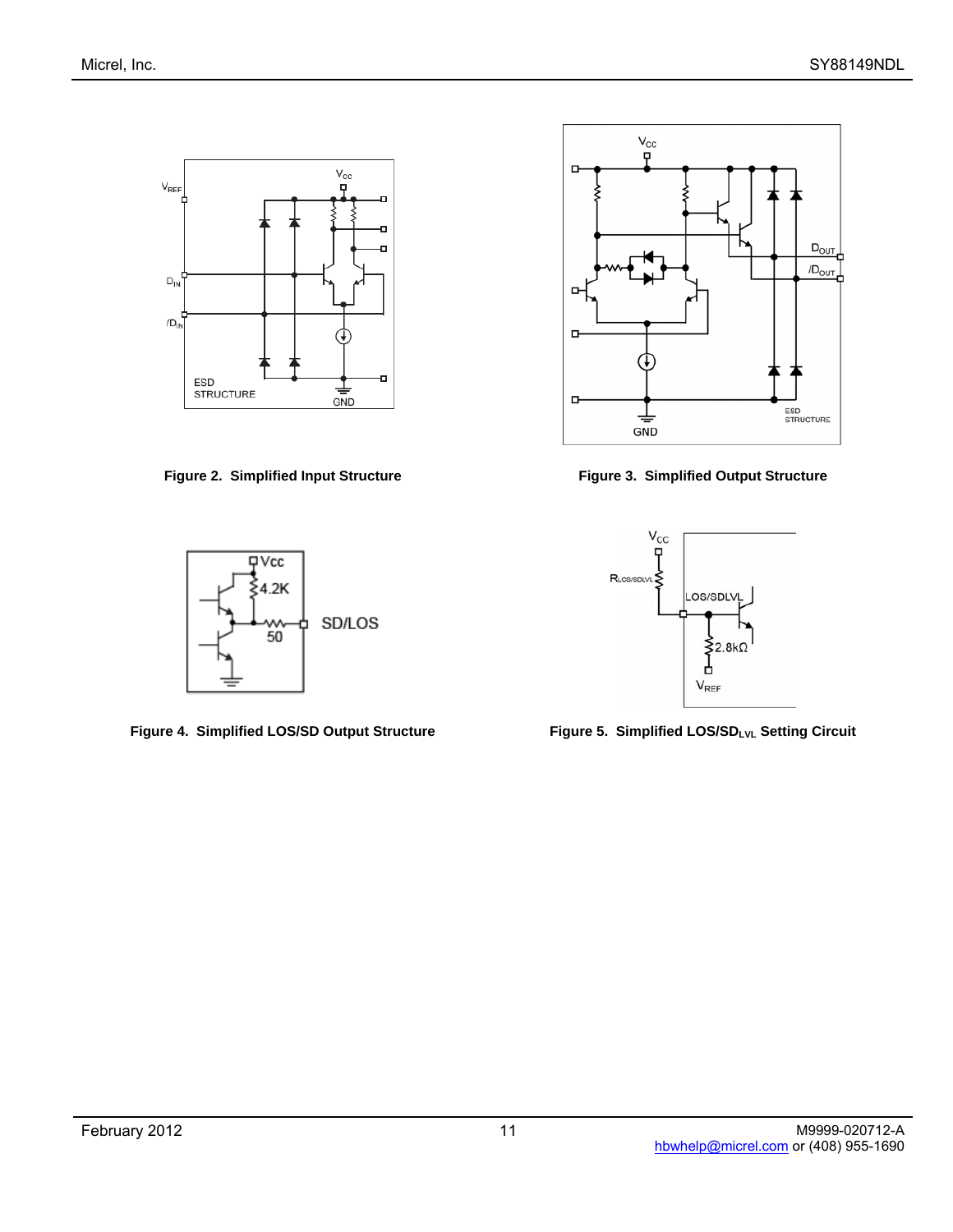Figure 2. Simplified Input Structure

Figure 3. Simplified Output Structure

Figure 4. Simplified LOS/SD Output Structure

Figure 5. Simplified LOS/$SD_{LVL}$ Setting Circuit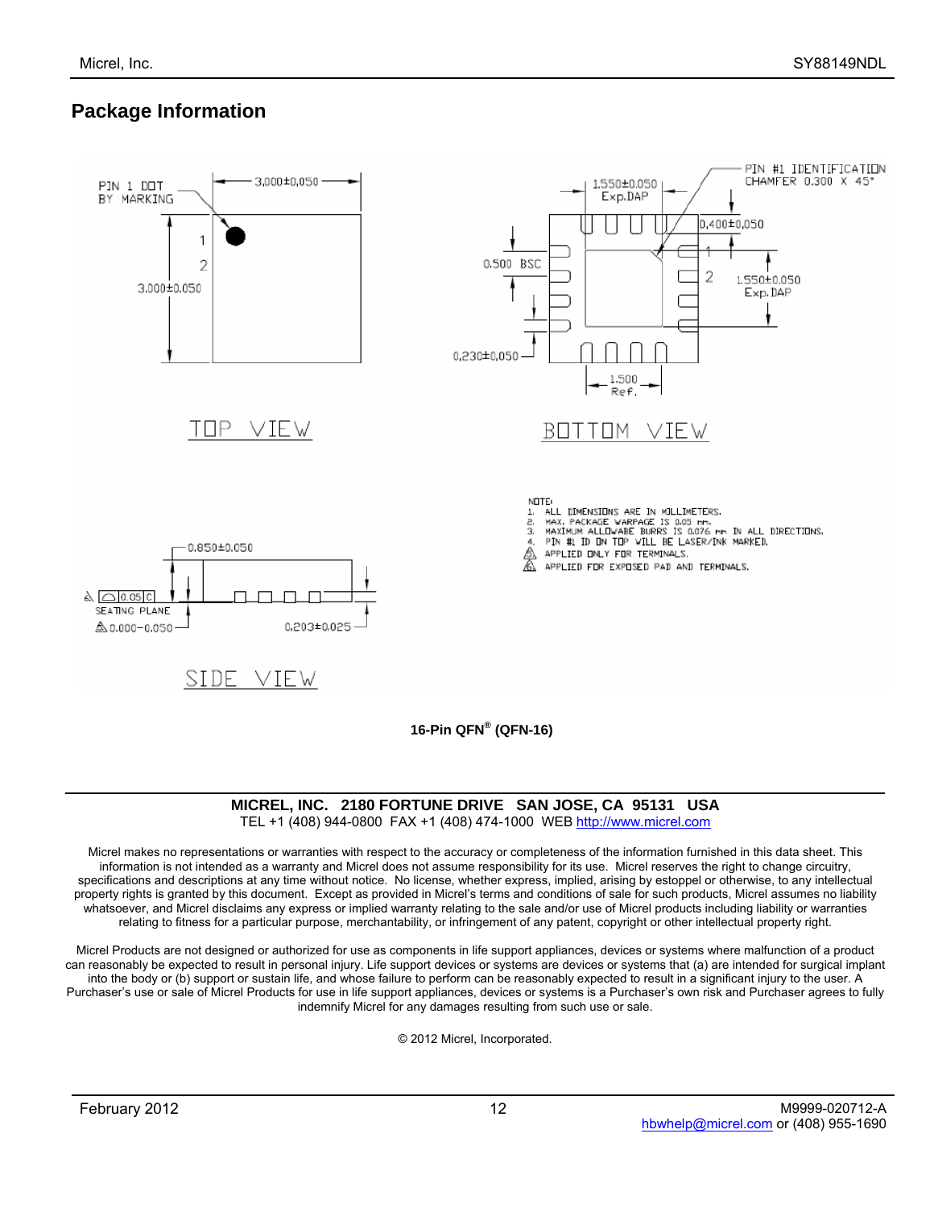## Package Information

TOP VIEW

PIN 1 DOT BY MARKING

3.000±0.050

3.000±0.050

BOTTOM VIEW

PIN #1 IDENTIFICATION CHAMFER 0.300 X 45°

1.550±0.050 Exp.DAP

0.400±0.050

0.500 BSC

1.550±0.050 Exp.DAP

0.230±0.050

1.500 Ref.

SIDE VIEW

0.850±0.050

SEATING PLANE

0.000–0.050

0.203±0.025

NOTE:

1. ALL DIMENSIONS ARE IN MILLIMETERS.
2. MAX. PACKAGE WARPAGE IS 0.05 mm.
3. MAXIMUM ALLOWABE BURRS IS 0.076 mm IN ALL DIRECTIONS.
4. PIN #1 ID ON TOP WILL BE LASER/INK MARKED.
5. APPLIED ONLY FOR TERMINALS.
6. APPLIED FOR EXPOSED PAD AND TERMINALS.

**16-Pin QFN® (QFN-16)**

---

**MICREL, INC. 2180 FORTUNE DRIVE SAN JOSE, CA 95131 USA**
TEL +1 (408) 944-0800 FAX +1 (408) 474-1000 WEB http://www.micrel.com

Micrel makes no representations or warranties with respect to the accuracy or completeness of the information furnished in this data sheet. This information is not intended as a warranty and Micrel does not assume responsibility for its use. Micrel reserves the right to change circuitry, specifications and descriptions at any time without notice. No license, whether express, implied, arising by estoppel or otherwise, to any intellectual property rights is granted by this document. Except as provided in Micrel's terms and conditions of sale for such products, Micrel assumes no liability whatsoever, and Micrel disclaims any express or implied warranty relating to the sale and/or use of Micrel products including liability or warranties relating to fitness for a particular purpose, merchantability, or infringement of any patent, copyright or other intellectual property right.

Micrel Products are not designed or authorized for use as components in life support appliances, devices or systems where malfunction of a product can reasonably be expected to result in personal injury. Life support devices or systems are devices or systems that (a) are intended for surgical implant into the body or (b) support or sustain life, and whose failure to perform can be reasonably expected to result in a significant injury to the user. A Purchaser's use or sale of Micrel Products for use in life support appliances, devices or systems is a Purchaser's own risk and Purchaser agrees to fully indemnify Micrel for any damages resulting from such use or sale.

© 2012 Micrel, Incorporated.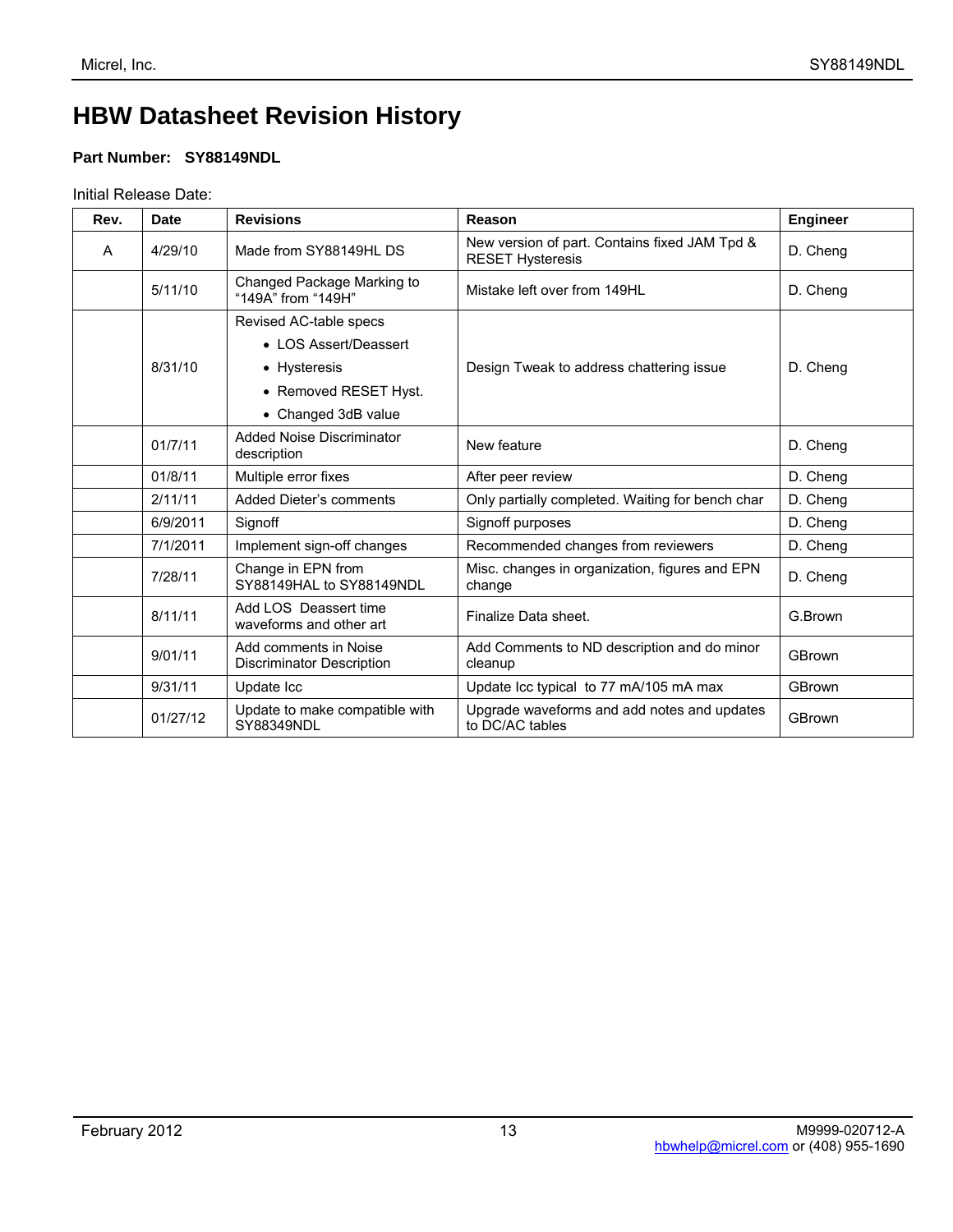# HBW Datasheet Revision History

**Part Number: SY88149NDL**

Initial Release Date:

| Rev. | Date | Revisions | Reason | Engineer |
|---|---|---|---|---|
| A | 4/29/10 | Made from SY88149HL DS | New version of part. Contains fixed JAM Tpd & RESET Hysteresis | D. Cheng |
| | 5/11/10 | Changed Package Marking to "149A" from "149H" | Mistake left over from 149HL | D. Cheng |
| | 8/31/10 | Revised AC-table specs<br>• LOS Assert/Deassert<br>• Hysteresis<br>• Removed RESET Hyst.<br>• Changed 3dB value | Design Tweak to address chattering issue | D. Cheng |
| | 01/7/11 | Added Noise Discriminator description | New feature | D. Cheng |
| | 01/8/11 | Multiple error fixes | After peer review | D. Cheng |
| | 2/11/11 | Added Dieter's comments | Only partially completed. Waiting for bench char | D. Cheng |
| | 6/9/2011 | Signoff | Signoff purposes | D. Cheng |
| | 7/1/2011 | Implement sign-off changes | Recommended changes from reviewers | D. Cheng |
| | 7/28/11 | Change in EPN from SY88149HAL to SY88149NDL | Misc. changes in organization, figures and EPN change | D. Cheng |
| | 8/11/11 | Add LOS Deassert time waveforms and other art | Finalize Data sheet. | G.Brown |
| | 9/01/11 | Add comments in Noise Discriminator Description | Add Comments to ND description and do minor cleanup | GBrown |
| | 9/31/11 | Update Icc | Update Icc typical to 77 mA/105 mA max | GBrown |
| | 01/27/12 | Update to make compatible with SY88349NDL | Upgrade waveforms and add notes and updates to DC/AC tables | GBrown |